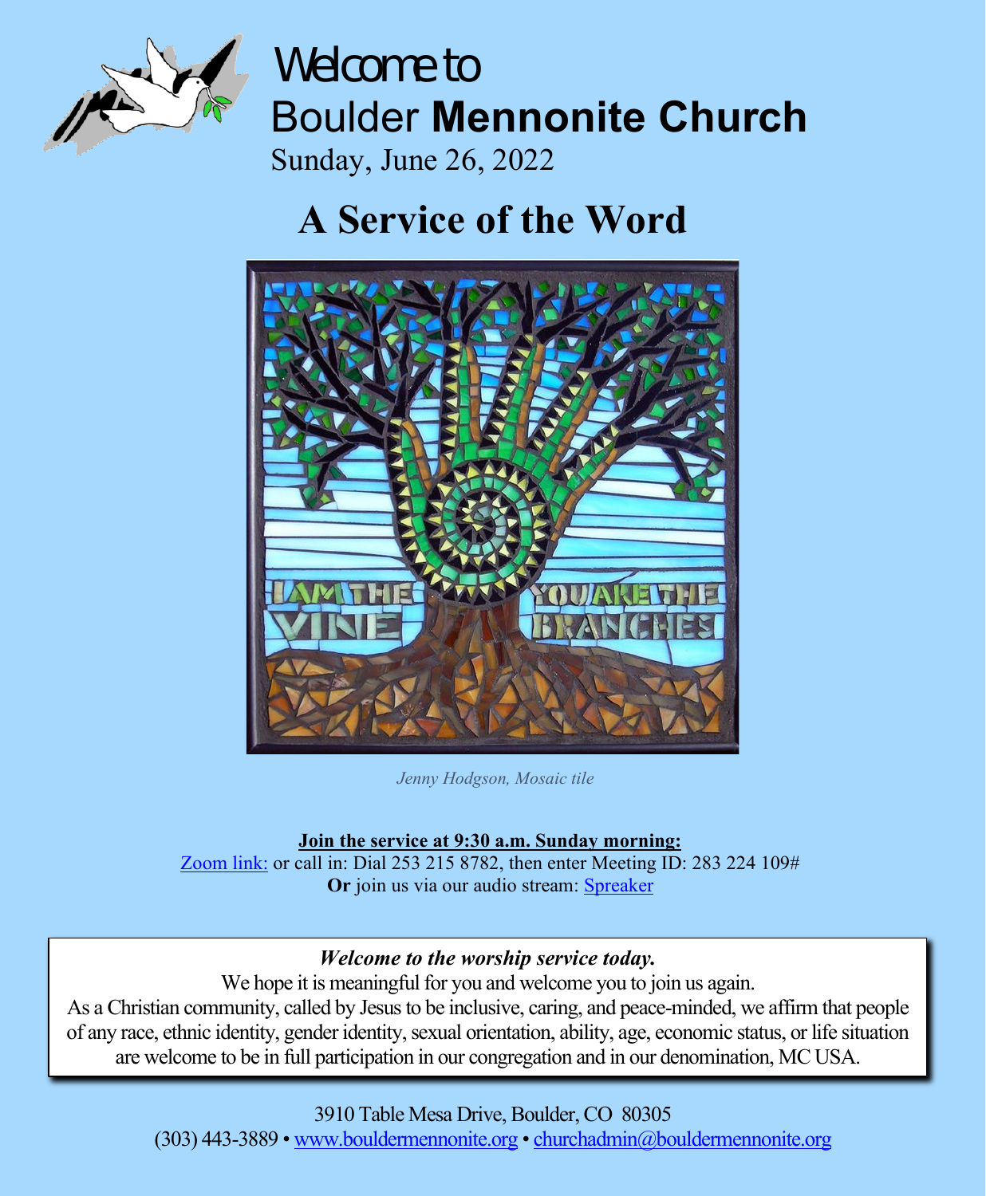# Welcome to
# Boulder **Mennonite Church**

Sunday, June 26, 2022

## A Service of the Word

*Jenny Hodgson, Mosaic tile*

**Join the service at 9:30 a.m. Sunday morning:**
Zoom link: or call in: Dial 253 215 8782, then enter Meeting ID: 283 224 109#
**Or** join us via our audio stream: Spreaker

***Welcome to the worship service today.***
We hope it is meaningful for you and welcome you to join us again.
As a Christian community, called by Jesus to be inclusive, caring, and peace-minded, we affirm that people of any race, ethnic identity, gender identity, sexual orientation, ability, age, economic status, or life situation are welcome to be in full participation in our congregation and in our denomination, MC USA.

3910 Table Mesa Drive, Boulder, CO 80305
(303) 443-3889 • www.bouldermennonite.org • churchadmin@bouldermennonite.org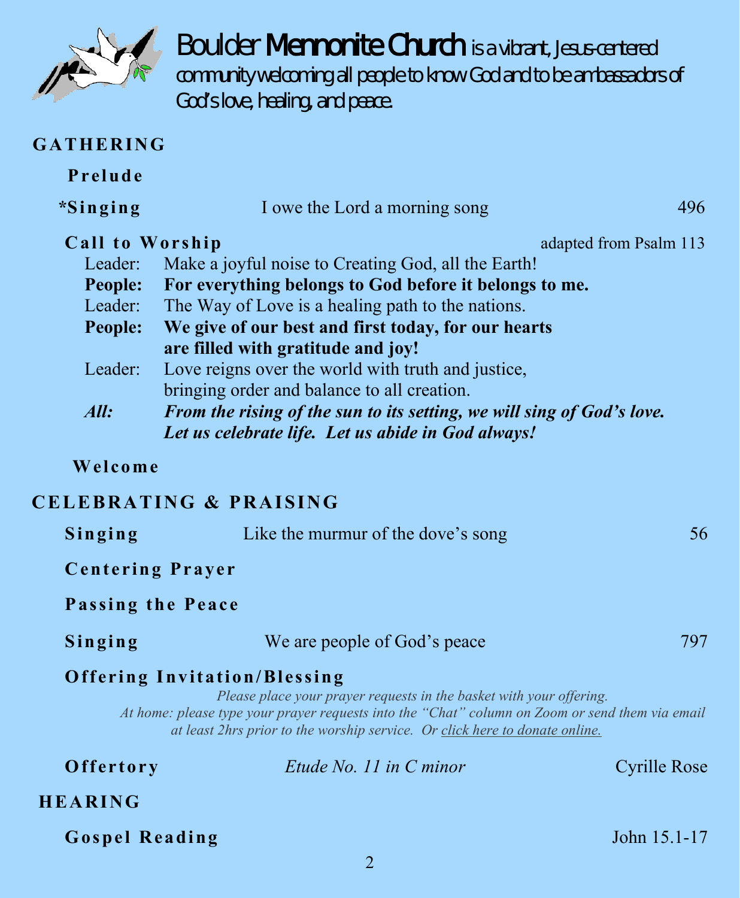Boulder **Mennonite Church** is a vibrant, Jesus-centered community welcoming all people to know God and to be ambassadors of God's love, healing, and peace.

## GATHERING

**Prelude**

**\*Singing** — I owe the Lord a morning song — 496

**Call to Worship** — adapted from Psalm 113

Leader: Make a joyful noise to Creating God, all the Earth!
**People: For everything belongs to God before it belongs to me.**
Leader: The Way of Love is a healing path to the nations.
**People: We give of our best and first today, for our hearts are filled with gratitude and joy!**
Leader: Love reigns over the world with truth and justice, bringing order and balance to all creation.
***All: From the rising of the sun to its setting, we will sing of God's love. Let us celebrate life. Let us abide in God always!***

**Welcome**

## CELEBRATING & PRAISING

**Singing** — Like the murmur of the dove's song — 56

**Centering Prayer**

**Passing the Peace**

**Singing** — We are people of God's peace — 797

**Offering Invitation/Blessing**

*Please place your prayer requests in the basket with your offering.*
*At home: please type your prayer requests into the "Chat" column on Zoom or send them via email at least 2hrs prior to the worship service. Or click here to donate online.*

**Offertory** — *Etude No. 11 in C minor* — Cyrille Rose

## HEARING

**Gospel Reading** — John 15.1-17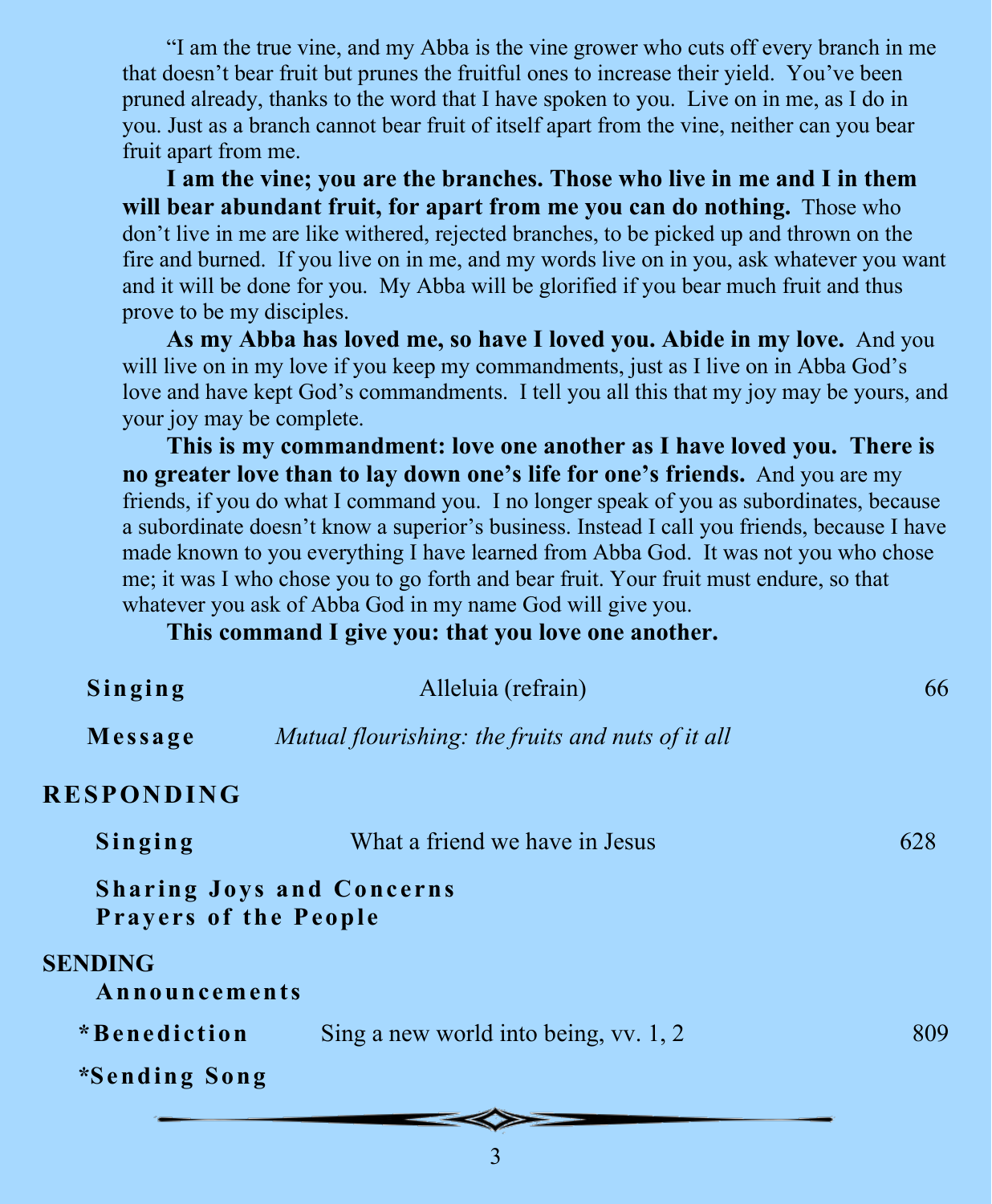"I am the true vine, and my Abba is the vine grower who cuts off every branch in me that doesn't bear fruit but prunes the fruitful ones to increase their yield. You've been pruned already, thanks to the word that I have spoken to you. Live on in me, as I do in you. Just as a branch cannot bear fruit of itself apart from the vine, neither can you bear fruit apart from me.

**I am the vine; you are the branches. Those who live in me and I in them will bear abundant fruit, for apart from me you can do nothing.** Those who don't live in me are like withered, rejected branches, to be picked up and thrown on the fire and burned. If you live on in me, and my words live on in you, ask whatever you want and it will be done for you. My Abba will be glorified if you bear much fruit and thus prove to be my disciples.

**As my Abba has loved me, so have I loved you. Abide in my love.** And you will live on in my love if you keep my commandments, just as I live on in Abba God's love and have kept God's commandments. I tell you all this that my joy may be yours, and your joy may be complete.

**This is my commandment: love one another as I have loved you. There is no greater love than to lay down one's life for one's friends.** And you are my friends, if you do what I command you. I no longer speak of you as subordinates, because a subordinate doesn't know a superior's business. Instead I call you friends, because I have made known to you everything I have learned from Abba God. It was not you who chose me; it was I who chose you to go forth and bear fruit. Your fruit must endure, so that whatever you ask of Abba God in my name God will give you.

**This command I give you: that you love one another.**

**Singing** Alleluia (refrain) 66

**Message** *Mutual flourishing: the fruits and nuts of it all*

## RESPONDING

**Singing** What a friend we have in Jesus 628

**Sharing Joys and Concerns**
**Prayers of the People**

## SENDING

**Announcements**

***Benediction** Sing a new world into being, vv. 1, 2 809

***Sending Song**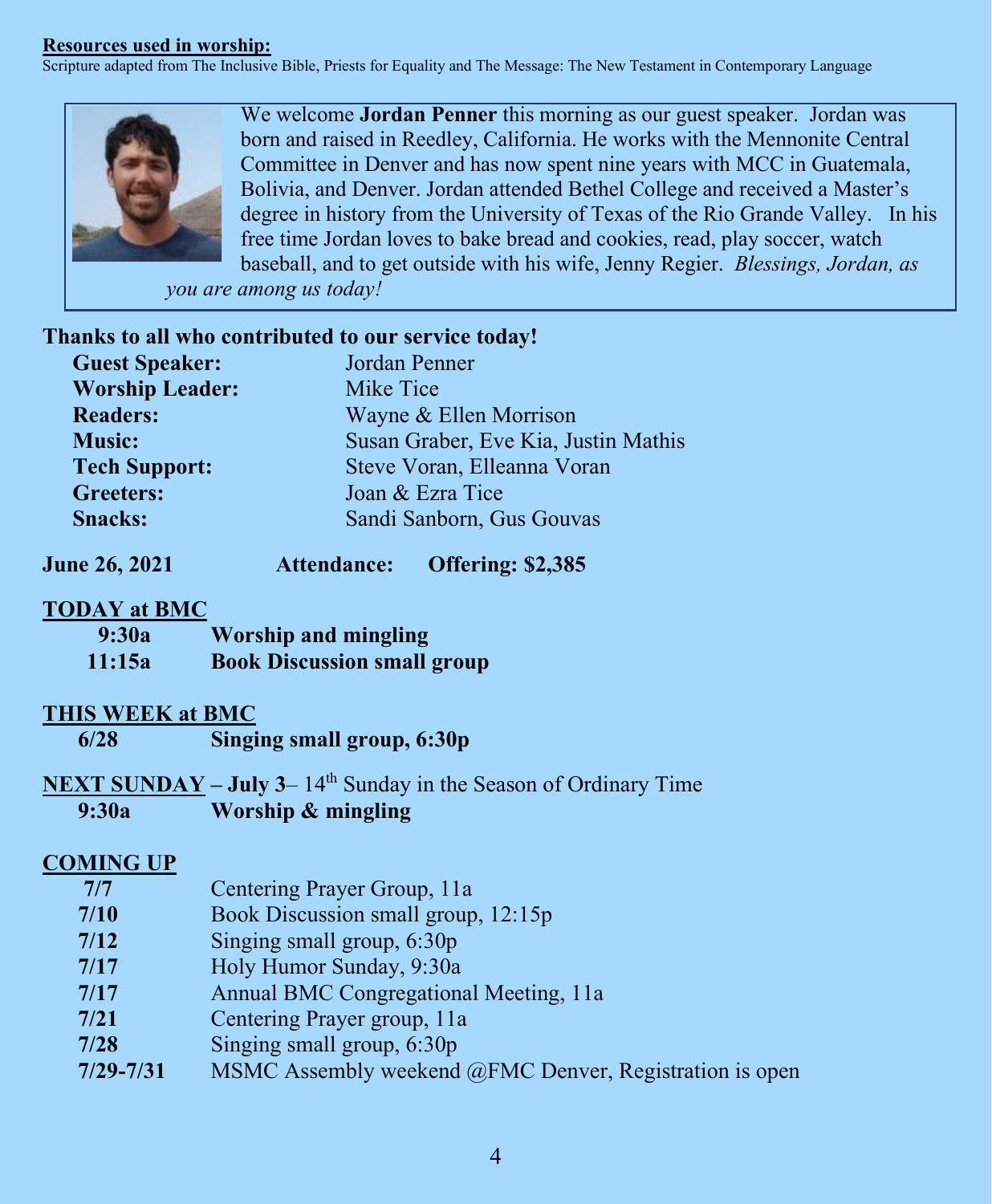**Resources used in worship:**

Scripture adapted from The Inclusive Bible, Priests for Equality and The Message: The New Testament in Contemporary Language

We welcome **Jordan Penner** this morning as our guest speaker. Jordan was born and raised in Reedley, California. He works with the Mennonite Central Committee in Denver and has now spent nine years with MCC in Guatemala, Bolivia, and Denver. Jordan attended Bethel College and received a Master's degree in history from the University of Texas of the Rio Grande Valley. In his free time Jordan loves to bake bread and cookies, read, play soccer, watch baseball, and to get outside with his wife, Jenny Regier. *Blessings, Jordan, as you are among us today!*

**Thanks to all who contributed to our service today!**

| | |
|---|---|
| **Guest Speaker:** | Jordan Penner |
| **Worship Leader:** | Mike Tice |
| **Readers:** | Wayne & Ellen Morrison |
| **Music:** | Susan Graber, Eve Kia, Justin Mathis |
| **Tech Support:** | Steve Voran, Elleanna Voran |
| **Greeters:** | Joan & Ezra Tice |
| **Snacks:** | Sandi Sanborn, Gus Gouvas |

**June 26, 2021** **Attendance:** **Offering: $2,385**

**TODAY at BMC**

| | |
|---|---|
| **9:30a** | **Worship and mingling** |
| **11:15a** | **Book Discussion small group** |

**THIS WEEK at BMC**

| | |
|---|---|
| **6/28** | **Singing small group, 6:30p** |

**NEXT SUNDAY – July 3**– 14th Sunday in the Season of Ordinary Time

| | |
|---|---|
| **9:30a** | **Worship & mingling** |

**COMING UP**

| | |
|---|---|
| **7/7** | Centering Prayer Group, 11a |
| **7/10** | Book Discussion small group, 12:15p |
| **7/12** | Singing small group, 6:30p |
| **7/17** | Holy Humor Sunday, 9:30a |
| **7/17** | Annual BMC Congregational Meeting, 11a |
| **7/21** | Centering Prayer group, 11a |
| **7/28** | Singing small group, 6:30p |
| **7/29-7/31** | MSMC Assembly weekend @FMC Denver, Registration is open |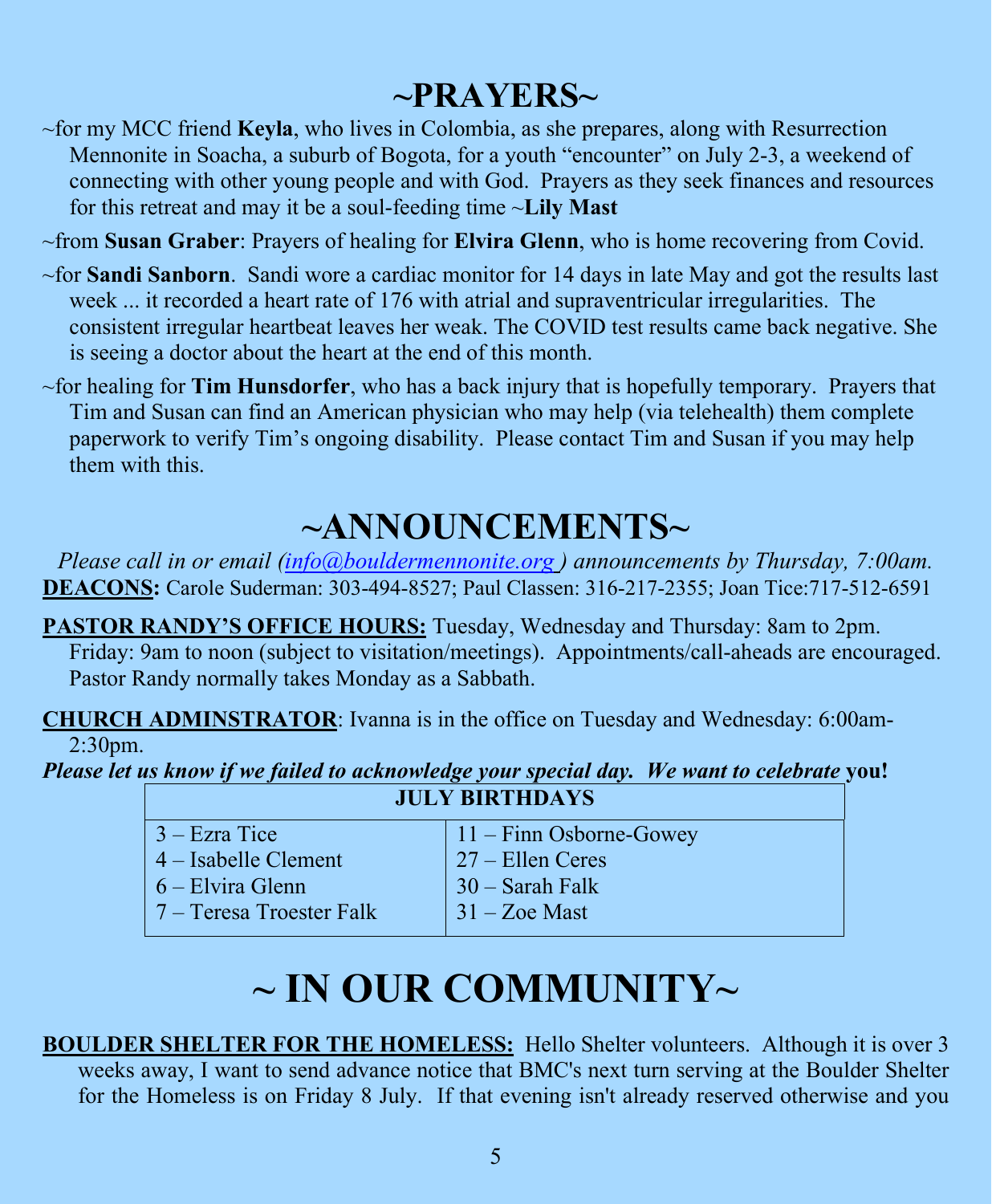# ~PRAYERS~

~for my MCC friend **Keyla**, who lives in Colombia, as she prepares, along with Resurrection Mennonite in Soacha, a suburb of Bogota, for a youth "encounter" on July 2-3, a weekend of connecting with other young people and with God. Prayers as they seek finances and resources for this retreat and may it be a soul-feeding time ~**Lily Mast**

~from **Susan Graber**: Prayers of healing for **Elvira Glenn**, who is home recovering from Covid.

~for **Sandi Sanborn**. Sandi wore a cardiac monitor for 14 days in late May and got the results last week ... it recorded a heart rate of 176 with atrial and supraventricular irregularities. The consistent irregular heartbeat leaves her weak. The COVID test results came back negative. She is seeing a doctor about the heart at the end of this month.

~for healing for **Tim Hunsdorfer**, who has a back injury that is hopefully temporary. Prayers that Tim and Susan can find an American physician who may help (via telehealth) them complete paperwork to verify Tim's ongoing disability. Please contact Tim and Susan if you may help them with this.

# ~ANNOUNCEMENTS~

*Please call in or email (info@bouldermennonite.org ) announcements by Thursday, 7:00am.*

**DEACONS:** Carole Suderman: 303-494-8527; Paul Classen: 316-217-2355; Joan Tice:717-512-6591

**PASTOR RANDY'S OFFICE HOURS:** Tuesday, Wednesday and Thursday: 8am to 2pm. Friday: 9am to noon (subject to visitation/meetings). Appointments/call-aheads are encouraged. Pastor Randy normally takes Monday as a Sabbath.

**CHURCH ADMINSTRATOR**: Ivanna is in the office on Tuesday and Wednesday: 6:00am-2:30pm.

***Please let us know if we failed to acknowledge your special day. We want to celebrate* you!**

| JULY BIRTHDAYS | |
|---|---|
| 3 – Ezra Tice | 11 – Finn Osborne-Gowey |
| 4 – Isabelle Clement | 27 – Ellen Ceres |
| 6 – Elvira Glenn | 30 – Sarah Falk |
| 7 – Teresa Troester Falk | 31 – Zoe Mast |

# ~ IN OUR COMMUNITY~

**BOULDER SHELTER FOR THE HOMELESS:** Hello Shelter volunteers. Although it is over 3 weeks away, I want to send advance notice that BMC's next turn serving at the Boulder Shelter for the Homeless is on Friday 8 July. If that evening isn't already reserved otherwise and you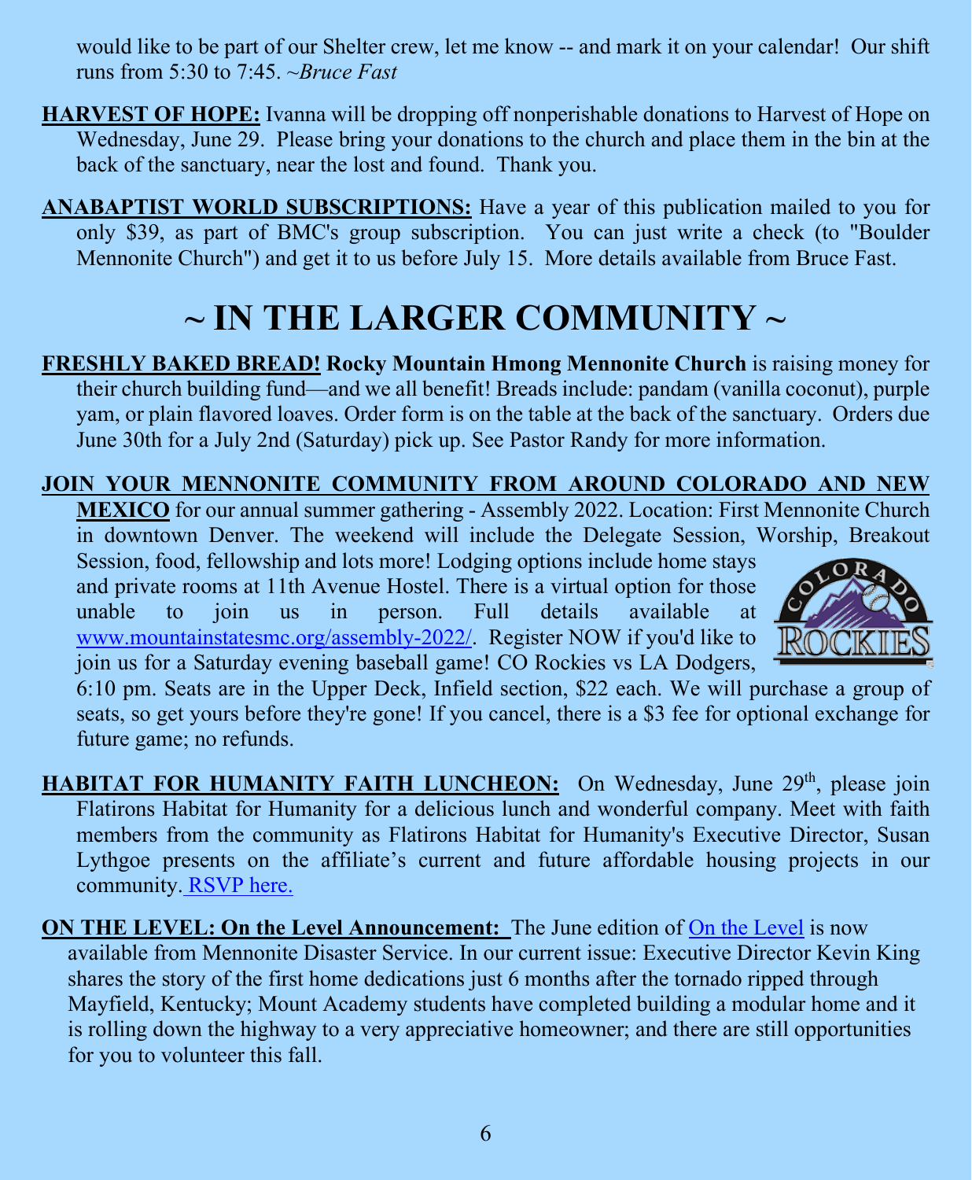would like to be part of our Shelter crew, let me know -- and mark it on your calendar! Our shift runs from 5:30 to 7:45. *~Bruce Fast*

**HARVEST OF HOPE:** Ivanna will be dropping off nonperishable donations to Harvest of Hope on Wednesday, June 29. Please bring your donations to the church and place them in the bin at the back of the sanctuary, near the lost and found. Thank you.

**ANABAPTIST WORLD SUBSCRIPTIONS:** Have a year of this publication mailed to you for only $39, as part of BMC's group subscription. You can just write a check (to "Boulder Mennonite Church") and get it to us before July 15. More details available from Bruce Fast.

# ~ IN THE LARGER COMMUNITY ~

**FRESHLY BAKED BREAD! Rocky Mountain Hmong Mennonite Church** is raising money for their church building fund—and we all benefit! Breads include: pandam (vanilla coconut), purple yam, or plain flavored loaves. Order form is on the table at the back of the sanctuary. Orders due June 30th for a July 2nd (Saturday) pick up. See Pastor Randy for more information.

**JOIN YOUR MENNONITE COMMUNITY FROM AROUND COLORADO AND NEW MEXICO** for our annual summer gathering - Assembly 2022. Location: First Mennonite Church in downtown Denver. The weekend will include the Delegate Session, Worship, Breakout Session, food, fellowship and lots more! Lodging options include home stays and private rooms at 11th Avenue Hostel. There is a virtual option for those unable to join us in person. Full details available at www.mountainstatesmc.org/assembly-2022/. Register NOW if you'd like to join us for a Saturday evening baseball game! CO Rockies vs LA Dodgers, 6:10 pm. Seats are in the Upper Deck, Infield section, $22 each. We will purchase a group of seats, so get yours before they're gone! If you cancel, there is a $3 fee for optional exchange for future game; no refunds.

**HABITAT FOR HUMANITY FAITH LUNCHEON:** On Wednesday, June 29th, please join Flatirons Habitat for Humanity for a delicious lunch and wonderful company. Meet with faith members from the community as Flatirons Habitat for Humanity's Executive Director, Susan Lythgoe presents on the affiliate's current and future affordable housing projects in our community. RSVP here.

**ON THE LEVEL: On the Level Announcement:** The June edition of On the Level is now available from Mennonite Disaster Service. In our current issue: Executive Director Kevin King shares the story of the first home dedications just 6 months after the tornado ripped through Mayfield, Kentucky; Mount Academy students have completed building a modular home and it is rolling down the highway to a very appreciative homeowner; and there are still opportunities for you to volunteer this fall.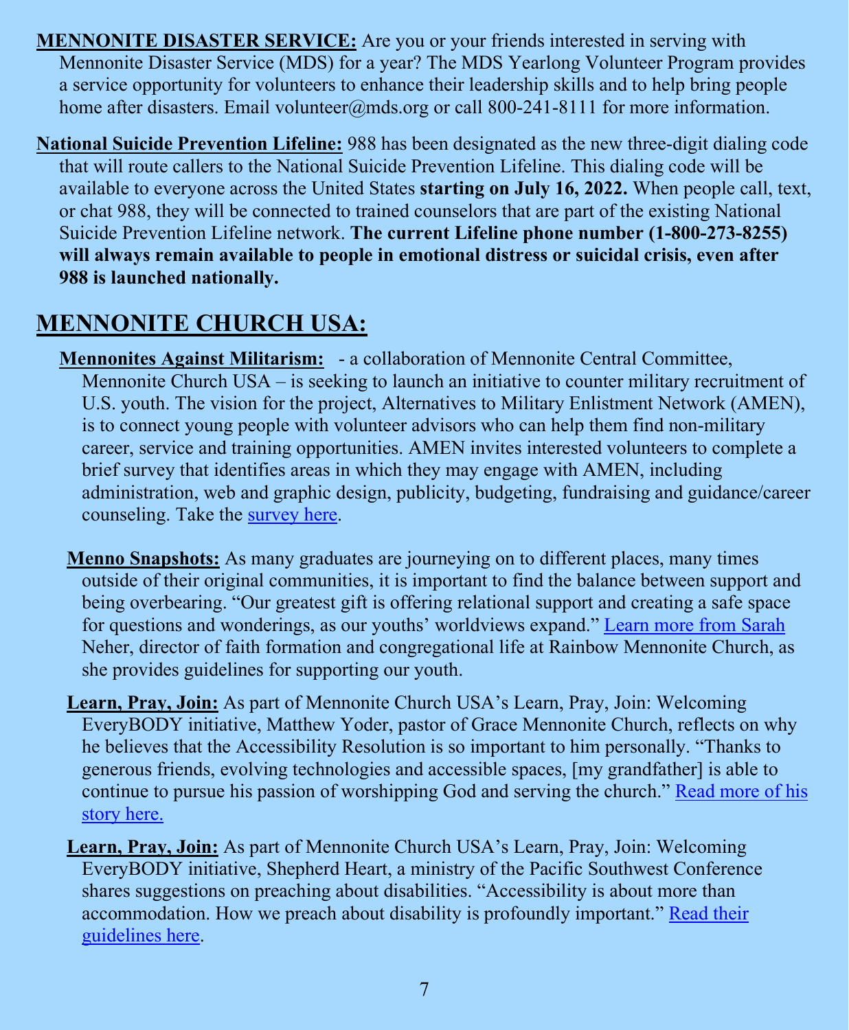**MENNONITE DISASTER SERVICE:** Are you or your friends interested in serving with Mennonite Disaster Service (MDS) for a year? The MDS Yearlong Volunteer Program provides a service opportunity for volunteers to enhance their leadership skills and to help bring people home after disasters. Email volunteer@mds.org or call 800-241-8111 for more information.

**National Suicide Prevention Lifeline:** 988 has been designated as the new three-digit dialing code that will route callers to the National Suicide Prevention Lifeline. This dialing code will be available to everyone across the United States **starting on July 16, 2022.** When people call, text, or chat 988, they will be connected to trained counselors that are part of the existing National Suicide Prevention Lifeline network. **The current Lifeline phone number (1-800-273-8255) will always remain available to people in emotional distress or suicidal crisis, even after 988 is launched nationally.**

## MENNONITE CHURCH USA:

**Mennonites Against Militarism:** - a collaboration of Mennonite Central Committee, Mennonite Church USA – is seeking to launch an initiative to counter military recruitment of U.S. youth. The vision for the project, Alternatives to Military Enlistment Network (AMEN), is to connect young people with volunteer advisors who can help them find non-military career, service and training opportunities. AMEN invites interested volunteers to complete a brief survey that identifies areas in which they may engage with AMEN, including administration, web and graphic design, publicity, budgeting, fundraising and guidance/career counseling. Take the survey here.

**Menno Snapshots:** As many graduates are journeying on to different places, many times outside of their original communities, it is important to find the balance between support and being overbearing. "Our greatest gift is offering relational support and creating a safe space for questions and wonderings, as our youths' worldviews expand." Learn more from Sarah Neher, director of faith formation and congregational life at Rainbow Mennonite Church, as she provides guidelines for supporting our youth.

**Learn, Pray, Join:** As part of Mennonite Church USA's Learn, Pray, Join: Welcoming EveryBODY initiative, Matthew Yoder, pastor of Grace Mennonite Church, reflects on why he believes that the Accessibility Resolution is so important to him personally. "Thanks to generous friends, evolving technologies and accessible spaces, [my grandfather] is able to continue to pursue his passion of worshipping God and serving the church." Read more of his story here.

**Learn, Pray, Join:** As part of Mennonite Church USA's Learn, Pray, Join: Welcoming EveryBODY initiative, Shepherd Heart, a ministry of the Pacific Southwest Conference shares suggestions on preaching about disabilities. "Accessibility is about more than accommodation. How we preach about disability is profoundly important." Read their guidelines here.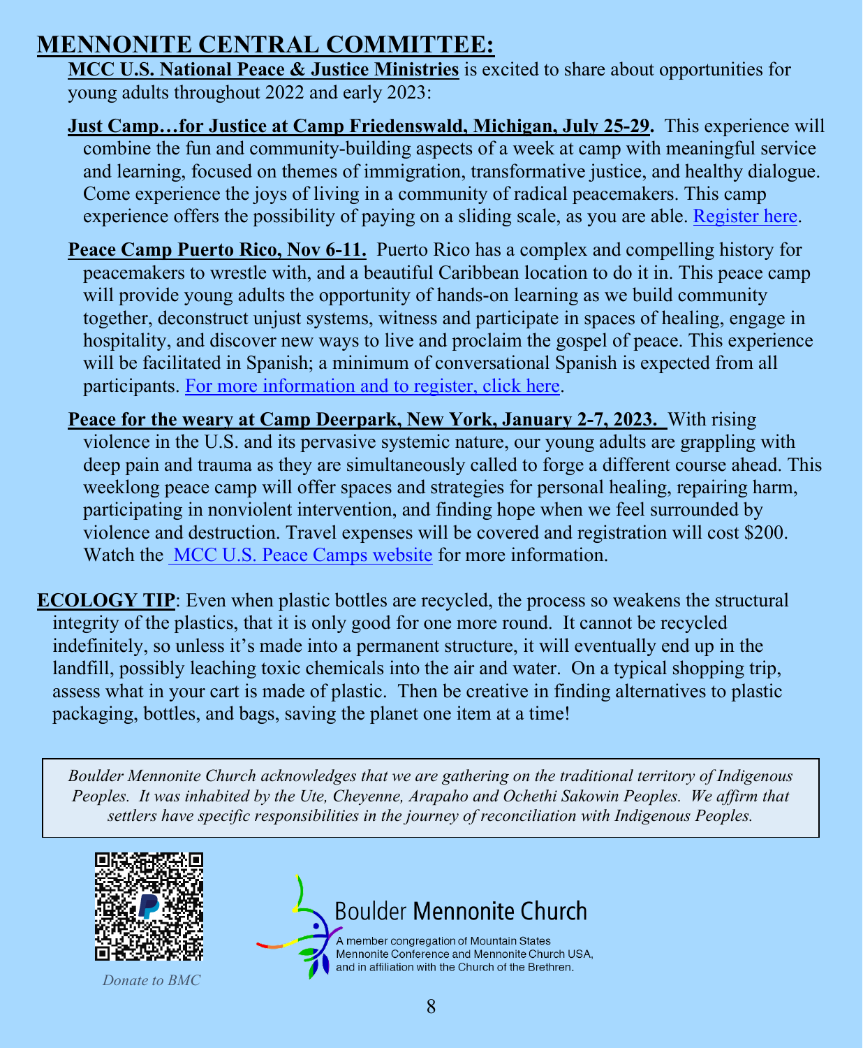## MENNONITE CENTRAL COMMITTEE:

**MCC U.S. National Peace & Justice Ministries** is excited to share about opportunities for young adults throughout 2022 and early 2023:

**Just Camp…for Justice at Camp Friedenswald, Michigan, July 25-29.** This experience will combine the fun and community-building aspects of a week at camp with meaningful service and learning, focused on themes of immigration, transformative justice, and healthy dialogue. Come experience the joys of living in a community of radical peacemakers. This camp experience offers the possibility of paying on a sliding scale, as you are able. Register here.

**Peace Camp Puerto Rico, Nov 6-11.** Puerto Rico has a complex and compelling history for peacemakers to wrestle with, and a beautiful Caribbean location to do it in. This peace camp will provide young adults the opportunity of hands-on learning as we build community together, deconstruct unjust systems, witness and participate in spaces of healing, engage in hospitality, and discover new ways to live and proclaim the gospel of peace. This experience will be facilitated in Spanish; a minimum of conversational Spanish is expected from all participants. For more information and to register, click here.

**Peace for the weary at Camp Deerpark, New York, January 2-7, 2023.** With rising violence in the U.S. and its pervasive systemic nature, our young adults are grappling with deep pain and trauma as they are simultaneously called to forge a different course ahead. This weeklong peace camp will offer spaces and strategies for personal healing, repairing harm, participating in nonviolent intervention, and finding hope when we feel surrounded by violence and destruction. Travel expenses will be covered and registration will cost $200. Watch the MCC U.S. Peace Camps website for more information.

**ECOLOGY TIP**: Even when plastic bottles are recycled, the process so weakens the structural integrity of the plastics, that it is only good for one more round. It cannot be recycled indefinitely, so unless it's made into a permanent structure, it will eventually end up in the landfill, possibly leaching toxic chemicals into the air and water. On a typical shopping trip, assess what in your cart is made of plastic. Then be creative in finding alternatives to plastic packaging, bottles, and bags, saving the planet one item at a time!

*Boulder Mennonite Church acknowledges that we are gathering on the traditional territory of Indigenous Peoples. It was inhabited by the Ute, Cheyenne, Arapaho and Ochethi Sakowin Peoples. We affirm that settlers have specific responsibilities in the journey of reconciliation with Indigenous Peoples.*

*Donate to BMC*

Boulder Mennonite Church

A member congregation of Mountain States Mennonite Conference and Mennonite Church USA, and in affiliation with the Church of the Brethren.